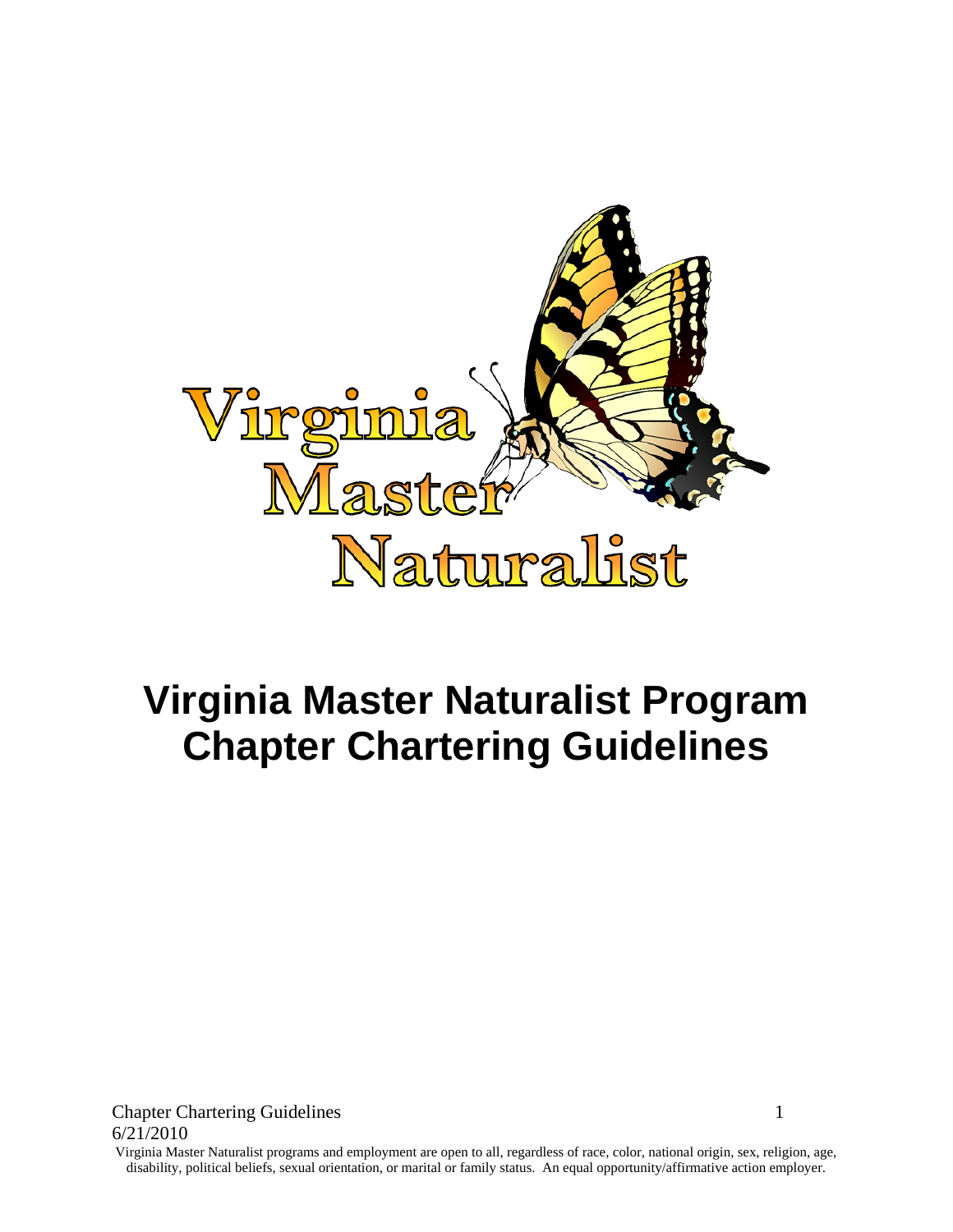# Virginia Master Naturalist Program Chapter Chartering Guidelines

Chapter Chartering Guidelines
6/21/2010

Virginia Master Naturalist programs and employment are open to all, regardless of race, color, national origin, sex, religion, age, disability, political beliefs, sexual orientation, or marital or family status. An equal opportunity/affirmative action employer.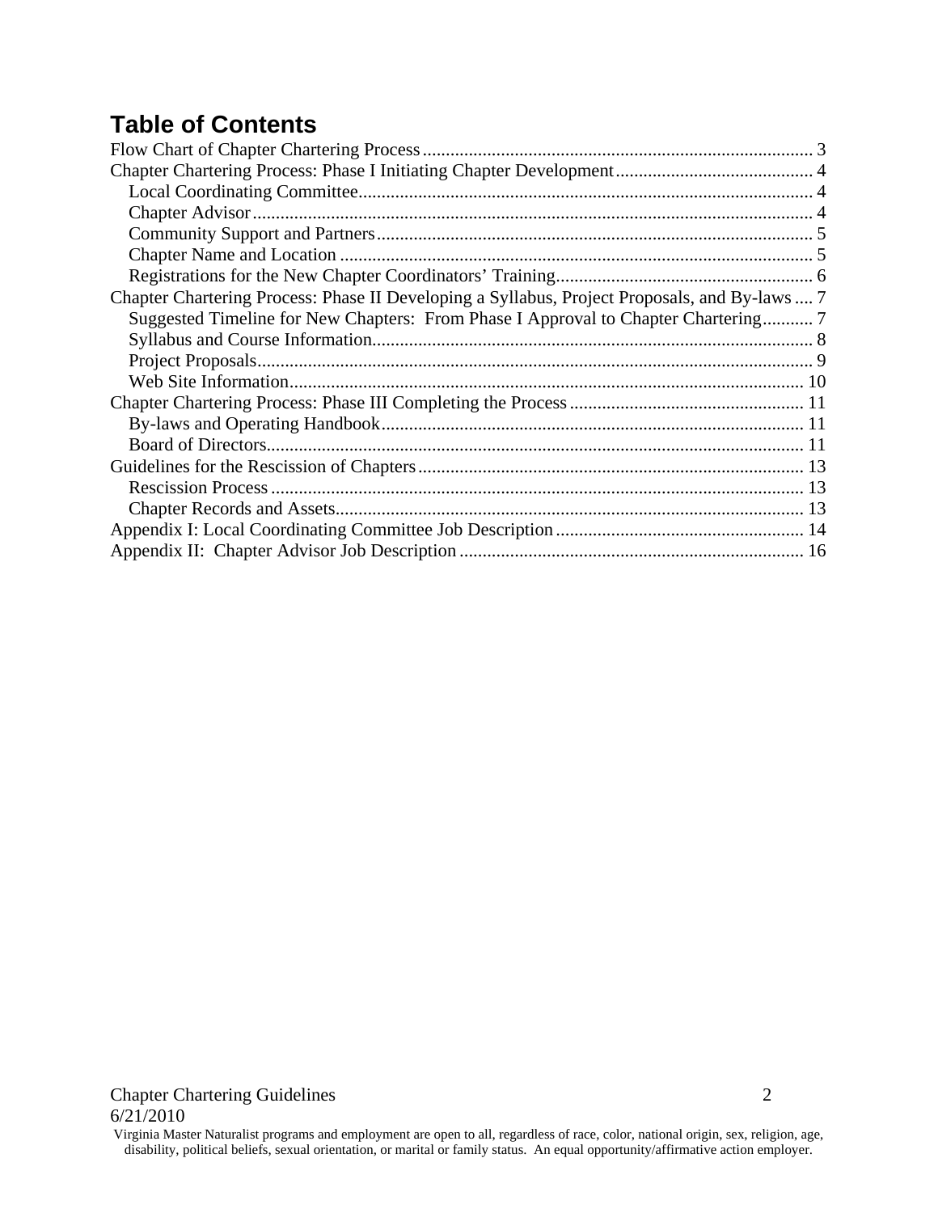# Table of Contents

- Flow Chart of Chapter Chartering Process .... 3
- Chapter Chartering Process: Phase I Initiating Chapter Development .... 4
  - Local Coordinating Committee .... 4
  - Chapter Advisor .... 4
  - Community Support and Partners .... 5
  - Chapter Name and Location .... 5
  - Registrations for the New Chapter Coordinators' Training .... 6
- Chapter Chartering Process: Phase II Developing a Syllabus, Project Proposals, and By-laws .... 7
  - Suggested Timeline for New Chapters: From Phase I Approval to Chapter Chartering .... 7
  - Syllabus and Course Information .... 8
  - Project Proposals .... 9
  - Web Site Information .... 10
- Chapter Chartering Process: Phase III Completing the Process .... 11
  - By-laws and Operating Handbook .... 11
  - Board of Directors .... 11
- Guidelines for the Rescission of Chapters .... 13
  - Rescission Process .... 13
  - Chapter Records and Assets .... 13
- Appendix I: Local Coordinating Committee Job Description .... 14
- Appendix II: Chapter Advisor Job Description .... 16

Virginia Master Naturalist programs and employment are open to all, regardless of race, color, national origin, sex, religion, age, disability, political beliefs, sexual orientation, or marital or family status. An equal opportunity/affirmative action employer.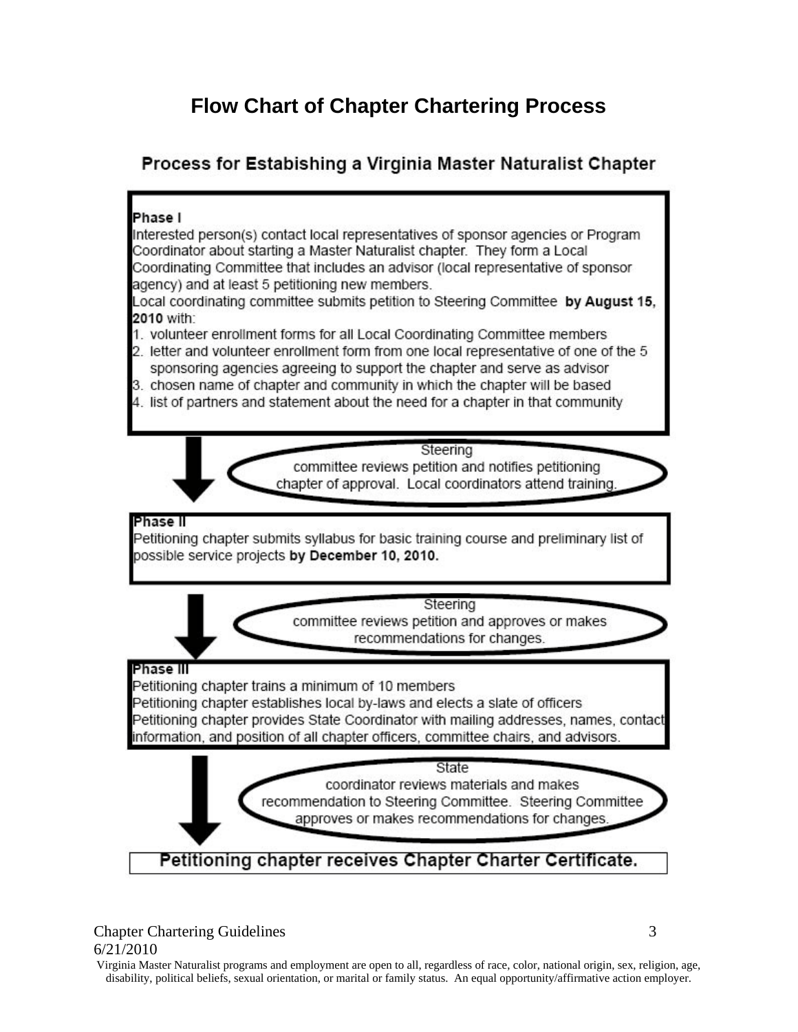# Flow Chart of Chapter Chartering Process

## Process for Estabishing a Virginia Master Naturalist Chapter

**Phase I**

Interested person(s) contact local representatives of sponsor agencies or Program Coordinator about starting a Master Naturalist chapter. They form a Local Coordinating Committee that includes an advisor (local representative of sponsor agency) and at least 5 petitioning new members.

Local coordinating committee submits petition to Steering Committee **by August 15, 2010** with:

1. volunteer enrollment forms for all Local Coordinating Committee members
2. letter and volunteer enrollment form from one local representative of one of the 5 sponsoring agencies agreeing to support the chapter and serve as advisor
3. chosen name of chapter and community in which the chapter will be based
4. list of partners and statement about the need for a chapter in that community

↓ Steering committee reviews petition and notifies petitioning chapter of approval. Local coordinators attend training.

**Phase II**

Petitioning chapter submits syllabus for basic training course and preliminary list of possible service projects **by December 10, 2010.**

↓ Steering committee reviews petition and approves or makes recommendations for changes.

**Phase III**

Petitioning chapter trains a minimum of 10 members

Petitioning chapter establishes local by-laws and elects a slate of officers

Petitioning chapter provides State Coordinator with mailing addresses, names, contact information, and position of all chapter officers, committee chairs, and advisors.

↓ State coordinator reviews materials and makes recommendation to Steering Committee. Steering Committee approves or makes recommendations for changes.

**Petitioning chapter receives Chapter Charter Certificate.**

Chapter Chartering Guidelines
6/21/2010

Virginia Master Naturalist programs and employment are open to all, regardless of race, color, national origin, sex, religion, age, disability, political beliefs, sexual orientation, or marital or family status. An equal opportunity/affirmative action employer.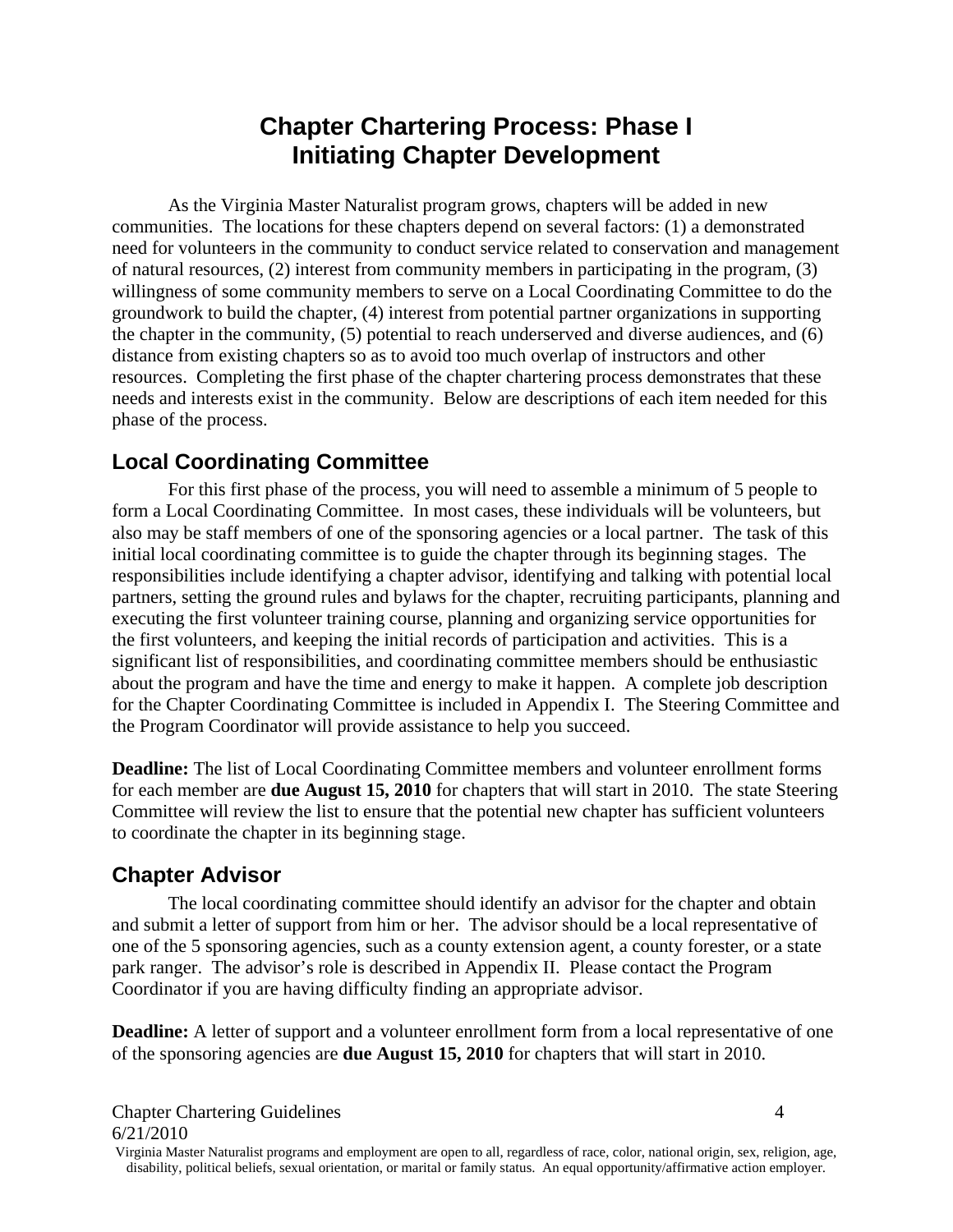# Chapter Chartering Process: Phase I
# Initiating Chapter Development

As the Virginia Master Naturalist program grows, chapters will be added in new communities. The locations for these chapters depend on several factors: (1) a demonstrated need for volunteers in the community to conduct service related to conservation and management of natural resources, (2) interest from community members in participating in the program, (3) willingness of some community members to serve on a Local Coordinating Committee to do the groundwork to build the chapter, (4) interest from potential partner organizations in supporting the chapter in the community, (5) potential to reach underserved and diverse audiences, and (6) distance from existing chapters so as to avoid too much overlap of instructors and other resources. Completing the first phase of the chapter chartering process demonstrates that these needs and interests exist in the community. Below are descriptions of each item needed for this phase of the process.

## Local Coordinating Committee

For this first phase of the process, you will need to assemble a minimum of 5 people to form a Local Coordinating Committee. In most cases, these individuals will be volunteers, but also may be staff members of one of the sponsoring agencies or a local partner. The task of this initial local coordinating committee is to guide the chapter through its beginning stages. The responsibilities include identifying a chapter advisor, identifying and talking with potential local partners, setting the ground rules and bylaws for the chapter, recruiting participants, planning and executing the first volunteer training course, planning and organizing service opportunities for the first volunteers, and keeping the initial records of participation and activities. This is a significant list of responsibilities, and coordinating committee members should be enthusiastic about the program and have the time and energy to make it happen. A complete job description for the Chapter Coordinating Committee is included in Appendix I. The Steering Committee and the Program Coordinator will provide assistance to help you succeed.

**Deadline:** The list of Local Coordinating Committee members and volunteer enrollment forms for each member are **due August 15, 2010** for chapters that will start in 2010. The state Steering Committee will review the list to ensure that the potential new chapter has sufficient volunteers to coordinate the chapter in its beginning stage.

## Chapter Advisor

The local coordinating committee should identify an advisor for the chapter and obtain and submit a letter of support from him or her. The advisor should be a local representative of one of the 5 sponsoring agencies, such as a county extension agent, a county forester, or a state park ranger. The advisor's role is described in Appendix II. Please contact the Program Coordinator if you are having difficulty finding an appropriate advisor.

**Deadline:** A letter of support and a volunteer enrollment form from a local representative of one of the sponsoring agencies are **due August 15, 2010** for chapters that will start in 2010.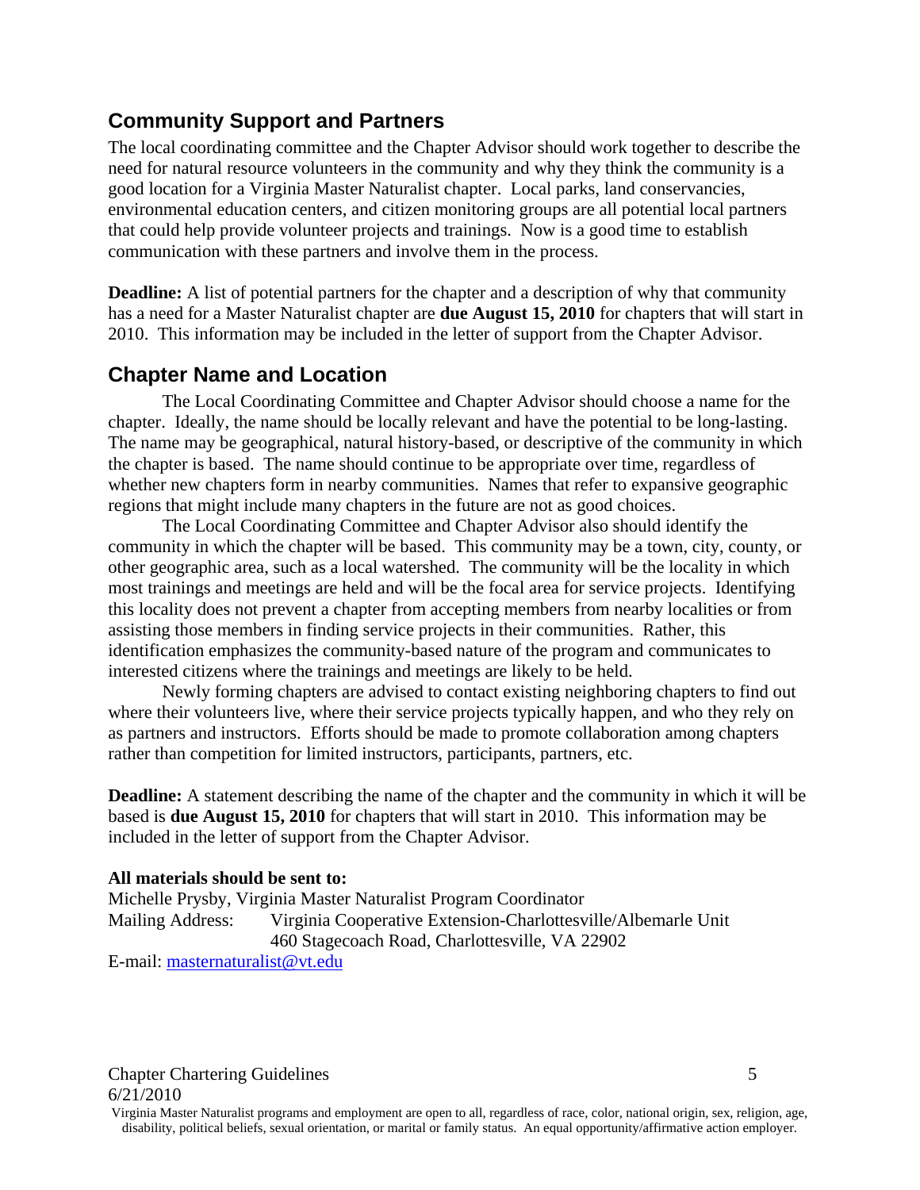## Community Support and Partners

The local coordinating committee and the Chapter Advisor should work together to describe the need for natural resource volunteers in the community and why they think the community is a good location for a Virginia Master Naturalist chapter. Local parks, land conservancies, environmental education centers, and citizen monitoring groups are all potential local partners that could help provide volunteer projects and trainings. Now is a good time to establish communication with these partners and involve them in the process.

**Deadline:** A list of potential partners for the chapter and a description of why that community has a need for a Master Naturalist chapter are **due August 15, 2010** for chapters that will start in 2010. This information may be included in the letter of support from the Chapter Advisor.

## Chapter Name and Location

The Local Coordinating Committee and Chapter Advisor should choose a name for the chapter. Ideally, the name should be locally relevant and have the potential to be long-lasting. The name may be geographical, natural history-based, or descriptive of the community in which the chapter is based. The name should continue to be appropriate over time, regardless of whether new chapters form in nearby communities. Names that refer to expansive geographic regions that might include many chapters in the future are not as good choices.

The Local Coordinating Committee and Chapter Advisor also should identify the community in which the chapter will be based. This community may be a town, city, county, or other geographic area, such as a local watershed. The community will be the locality in which most trainings and meetings are held and will be the focal area for service projects. Identifying this locality does not prevent a chapter from accepting members from nearby localities or from assisting those members in finding service projects in their communities. Rather, this identification emphasizes the community-based nature of the program and communicates to interested citizens where the trainings and meetings are likely to be held.

Newly forming chapters are advised to contact existing neighboring chapters to find out where their volunteers live, where their service projects typically happen, and who they rely on as partners and instructors. Efforts should be made to promote collaboration among chapters rather than competition for limited instructors, participants, partners, etc.

**Deadline:** A statement describing the name of the chapter and the community in which it will be based is **due August 15, 2010** for chapters that will start in 2010. This information may be included in the letter of support from the Chapter Advisor.

**All materials should be sent to:**

Michelle Prysby, Virginia Master Naturalist Program Coordinator
Mailing Address: Virginia Cooperative Extension-Charlottesville/Albemarle Unit
460 Stagecoach Road, Charlottesville, VA 22902
E-mail: masternaturalist@vt.edu

Virginia Master Naturalist programs and employment are open to all, regardless of race, color, national origin, sex, religion, age, disability, political beliefs, sexual orientation, or marital or family status. An equal opportunity/affirmative action employer.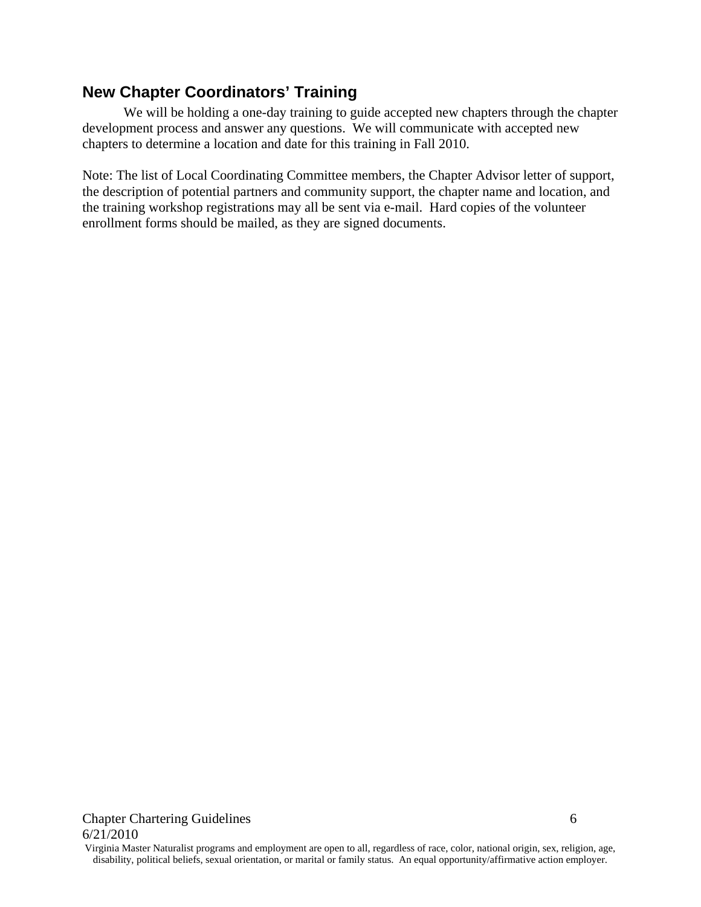## New Chapter Coordinators' Training

We will be holding a one-day training to guide accepted new chapters through the chapter development process and answer any questions. We will communicate with accepted new chapters to determine a location and date for this training in Fall 2010.

Note: The list of Local Coordinating Committee members, the Chapter Advisor letter of support, the description of potential partners and community support, the chapter name and location, and the training workshop registrations may all be sent via e-mail. Hard copies of the volunteer enrollment forms should be mailed, as they are signed documents.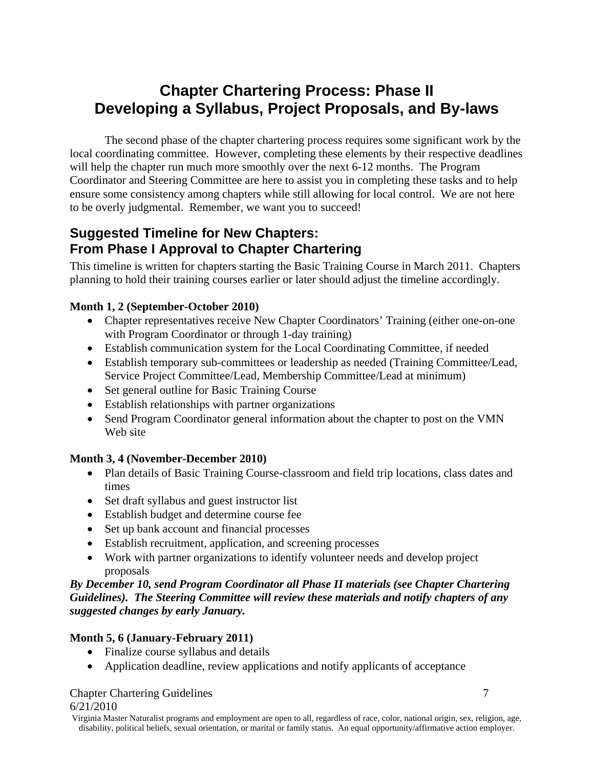# Chapter Chartering Process: Phase II
# Developing a Syllabus, Project Proposals, and By-laws

The second phase of the chapter chartering process requires some significant work by the local coordinating committee. However, completing these elements by their respective deadlines will help the chapter run much more smoothly over the next 6-12 months. The Program Coordinator and Steering Committee are here to assist you in completing these tasks and to help ensure some consistency among chapters while still allowing for local control. We are not here to be overly judgmental. Remember, we want you to succeed!

## Suggested Timeline for New Chapters: From Phase I Approval to Chapter Chartering

This timeline is written for chapters starting the Basic Training Course in March 2011. Chapters planning to hold their training courses earlier or later should adjust the timeline accordingly.

**Month 1, 2 (September-October 2010)**

- Chapter representatives receive New Chapter Coordinators' Training (either one-on-one with Program Coordinator or through 1-day training)
- Establish communication system for the Local Coordinating Committee, if needed
- Establish temporary sub-committees or leadership as needed (Training Committee/Lead, Service Project Committee/Lead, Membership Committee/Lead at minimum)
- Set general outline for Basic Training Course
- Establish relationships with partner organizations
- Send Program Coordinator general information about the chapter to post on the VMN Web site

**Month 3, 4 (November-December 2010)**

- Plan details of Basic Training Course-classroom and field trip locations, class dates and times
- Set draft syllabus and guest instructor list
- Establish budget and determine course fee
- Set up bank account and financial processes
- Establish recruitment, application, and screening processes
- Work with partner organizations to identify volunteer needs and develop project proposals

***By December 10, send Program Coordinator all Phase II materials (see Chapter Chartering Guidelines). The Steering Committee will review these materials and notify chapters of any suggested changes by early January.***

**Month 5, 6 (January-February 2011)**

- Finalize course syllabus and details
- Application deadline, review applications and notify applicants of acceptance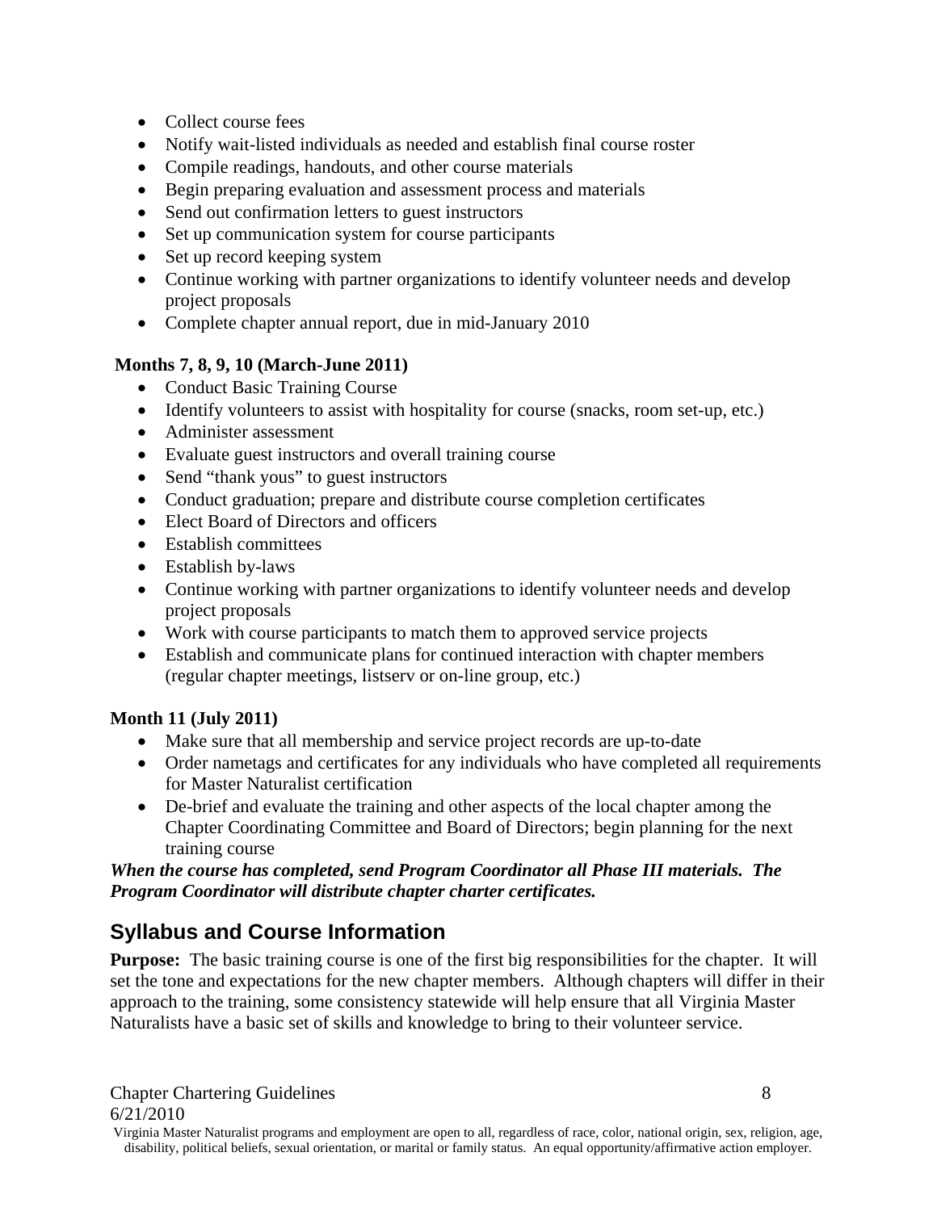- Collect course fees
- Notify wait-listed individuals as needed and establish final course roster
- Compile readings, handouts, and other course materials
- Begin preparing evaluation and assessment process and materials
- Send out confirmation letters to guest instructors
- Set up communication system for course participants
- Set up record keeping system
- Continue working with partner organizations to identify volunteer needs and develop project proposals
- Complete chapter annual report, due in mid-January 2010

**Months 7, 8, 9, 10 (March-June 2011)**

- Conduct Basic Training Course
- Identify volunteers to assist with hospitality for course (snacks, room set-up, etc.)
- Administer assessment
- Evaluate guest instructors and overall training course
- Send "thank yous" to guest instructors
- Conduct graduation; prepare and distribute course completion certificates
- Elect Board of Directors and officers
- Establish committees
- Establish by-laws
- Continue working with partner organizations to identify volunteer needs and develop project proposals
- Work with course participants to match them to approved service projects
- Establish and communicate plans for continued interaction with chapter members (regular chapter meetings, listserv or on-line group, etc.)

**Month 11 (July 2011)**

- Make sure that all membership and service project records are up-to-date
- Order nametags and certificates for any individuals who have completed all requirements for Master Naturalist certification
- De-brief and evaluate the training and other aspects of the local chapter among the Chapter Coordinating Committee and Board of Directors; begin planning for the next training course

***When the course has completed, send Program Coordinator all Phase III materials. The Program Coordinator will distribute chapter charter certificates.***

## Syllabus and Course Information

**Purpose:** The basic training course is one of the first big responsibilities for the chapter. It will set the tone and expectations for the new chapter members. Although chapters will differ in their approach to the training, some consistency statewide will help ensure that all Virginia Master Naturalists have a basic set of skills and knowledge to bring to their volunteer service.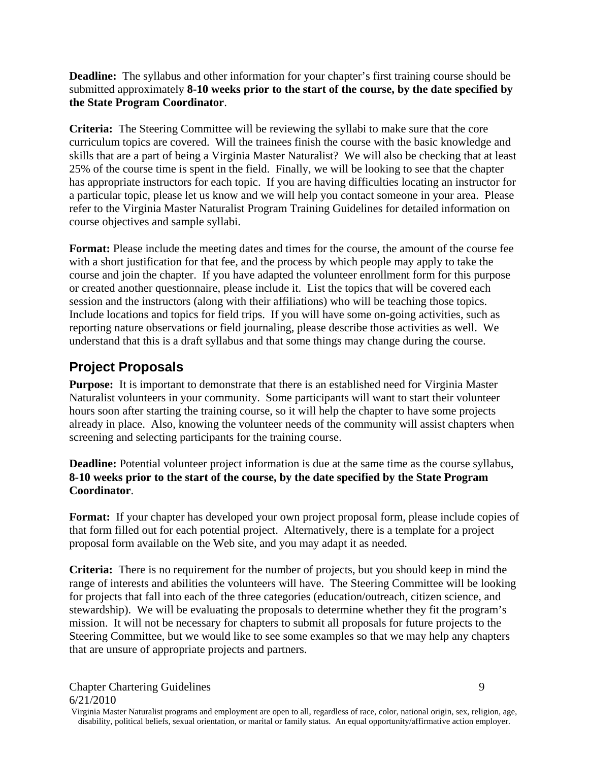**Deadline:** The syllabus and other information for your chapter's first training course should be submitted approximately **8-10 weeks prior to the start of the course, by the date specified by the State Program Coordinator**.

**Criteria:** The Steering Committee will be reviewing the syllabi to make sure that the core curriculum topics are covered. Will the trainees finish the course with the basic knowledge and skills that are a part of being a Virginia Master Naturalist? We will also be checking that at least 25% of the course time is spent in the field. Finally, we will be looking to see that the chapter has appropriate instructors for each topic. If you are having difficulties locating an instructor for a particular topic, please let us know and we will help you contact someone in your area. Please refer to the Virginia Master Naturalist Program Training Guidelines for detailed information on course objectives and sample syllabi.

**Format:** Please include the meeting dates and times for the course, the amount of the course fee with a short justification for that fee, and the process by which people may apply to take the course and join the chapter. If you have adapted the volunteer enrollment form for this purpose or created another questionnaire, please include it. List the topics that will be covered each session and the instructors (along with their affiliations) who will be teaching those topics. Include locations and topics for field trips. If you will have some on-going activities, such as reporting nature observations or field journaling, please describe those activities as well. We understand that this is a draft syllabus and that some things may change during the course.

## Project Proposals

**Purpose:** It is important to demonstrate that there is an established need for Virginia Master Naturalist volunteers in your community. Some participants will want to start their volunteer hours soon after starting the training course, so it will help the chapter to have some projects already in place. Also, knowing the volunteer needs of the community will assist chapters when screening and selecting participants for the training course.

**Deadline:** Potential volunteer project information is due at the same time as the course syllabus, **8-10 weeks prior to the start of the course, by the date specified by the State Program Coordinator**.

**Format:** If your chapter has developed your own project proposal form, please include copies of that form filled out for each potential project. Alternatively, there is a template for a project proposal form available on the Web site, and you may adapt it as needed.

**Criteria:** There is no requirement for the number of projects, but you should keep in mind the range of interests and abilities the volunteers will have. The Steering Committee will be looking for projects that fall into each of the three categories (education/outreach, citizen science, and stewardship). We will be evaluating the proposals to determine whether they fit the program's mission. It will not be necessary for chapters to submit all proposals for future projects to the Steering Committee, but we would like to see some examples so that we may help any chapters that are unsure of appropriate projects and partners.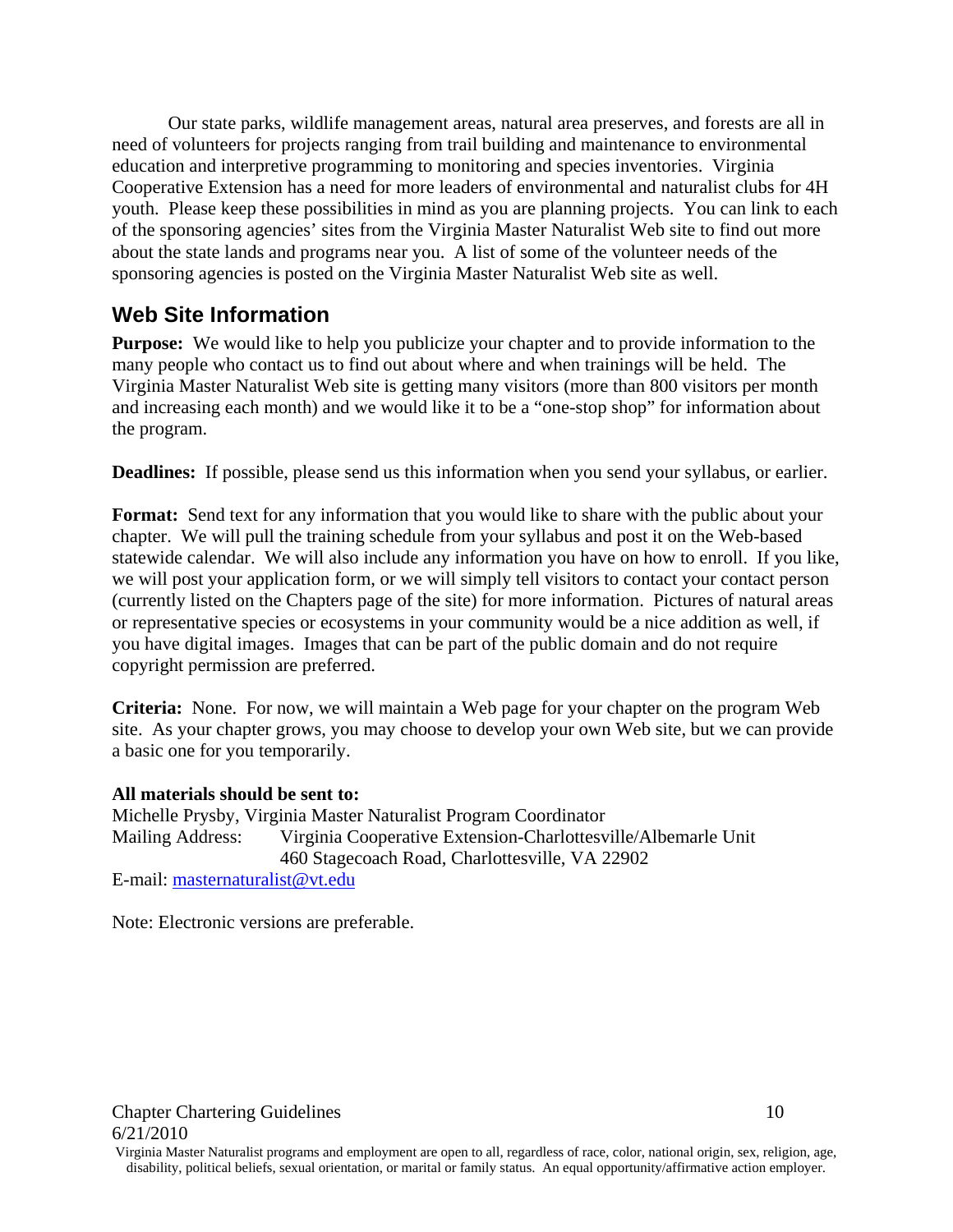Our state parks, wildlife management areas, natural area preserves, and forests are all in need of volunteers for projects ranging from trail building and maintenance to environmental education and interpretive programming to monitoring and species inventories. Virginia Cooperative Extension has a need for more leaders of environmental and naturalist clubs for 4H youth. Please keep these possibilities in mind as you are planning projects. You can link to each of the sponsoring agencies' sites from the Virginia Master Naturalist Web site to find out more about the state lands and programs near you. A list of some of the volunteer needs of the sponsoring agencies is posted on the Virginia Master Naturalist Web site as well.

## Web Site Information

**Purpose:** We would like to help you publicize your chapter and to provide information to the many people who contact us to find out about where and when trainings will be held. The Virginia Master Naturalist Web site is getting many visitors (more than 800 visitors per month and increasing each month) and we would like it to be a "one-stop shop" for information about the program.

**Deadlines:** If possible, please send us this information when you send your syllabus, or earlier.

**Format:** Send text for any information that you would like to share with the public about your chapter. We will pull the training schedule from your syllabus and post it on the Web-based statewide calendar. We will also include any information you have on how to enroll. If you like, we will post your application form, or we will simply tell visitors to contact your contact person (currently listed on the Chapters page of the site) for more information. Pictures of natural areas or representative species or ecosystems in your community would be a nice addition as well, if you have digital images. Images that can be part of the public domain and do not require copyright permission are preferred.

**Criteria:** None. For now, we will maintain a Web page for your chapter on the program Web site. As your chapter grows, you may choose to develop your own Web site, but we can provide a basic one for you temporarily.

**All materials should be sent to:**
Michelle Prysby, Virginia Master Naturalist Program Coordinator
Mailing Address: Virginia Cooperative Extension-Charlottesville/Albemarle Unit
460 Stagecoach Road, Charlottesville, VA 22902
E-mail: masternaturalist@vt.edu

Note: Electronic versions are preferable.

Virginia Master Naturalist programs and employment are open to all, regardless of race, color, national origin, sex, religion, age, disability, political beliefs, sexual orientation, or marital or family status. An equal opportunity/affirmative action employer.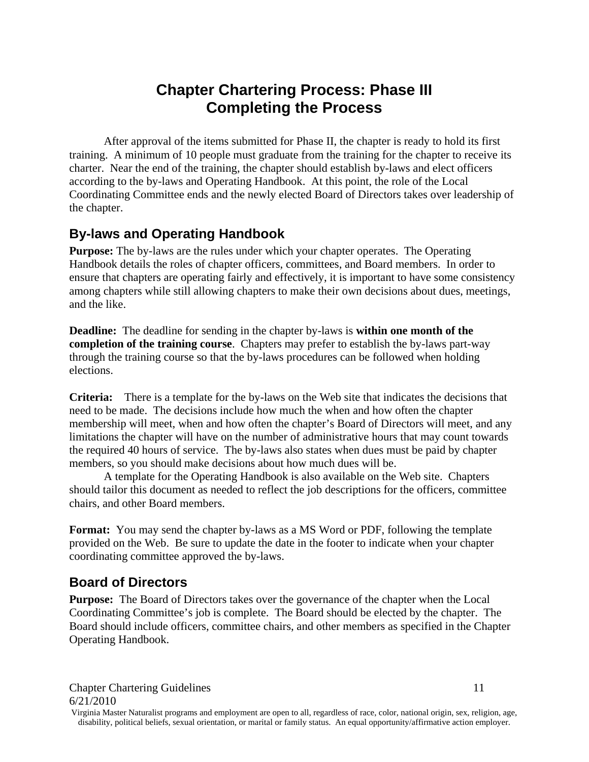# Chapter Chartering Process: Phase III
# Completing the Process

After approval of the items submitted for Phase II, the chapter is ready to hold its first training. A minimum of 10 people must graduate from the training for the chapter to receive its charter. Near the end of the training, the chapter should establish by-laws and elect officers according to the by-laws and Operating Handbook. At this point, the role of the Local Coordinating Committee ends and the newly elected Board of Directors takes over leadership of the chapter.

## By-laws and Operating Handbook

**Purpose:** The by-laws are the rules under which your chapter operates. The Operating Handbook details the roles of chapter officers, committees, and Board members. In order to ensure that chapters are operating fairly and effectively, it is important to have some consistency among chapters while still allowing chapters to make their own decisions about dues, meetings, and the like.

**Deadline:** The deadline for sending in the chapter by-laws is **within one month of the completion of the training course**. Chapters may prefer to establish the by-laws part-way through the training course so that the by-laws procedures can be followed when holding elections.

**Criteria:** There is a template for the by-laws on the Web site that indicates the decisions that need to be made. The decisions include how much the when and how often the chapter membership will meet, when and how often the chapter's Board of Directors will meet, and any limitations the chapter will have on the number of administrative hours that may count towards the required 40 hours of service. The by-laws also states when dues must be paid by chapter members, so you should make decisions about how much dues will be.

A template for the Operating Handbook is also available on the Web site. Chapters should tailor this document as needed to reflect the job descriptions for the officers, committee chairs, and other Board members.

**Format:** You may send the chapter by-laws as a MS Word or PDF, following the template provided on the Web. Be sure to update the date in the footer to indicate when your chapter coordinating committee approved the by-laws.

## Board of Directors

**Purpose:** The Board of Directors takes over the governance of the chapter when the Local Coordinating Committee's job is complete. The Board should be elected by the chapter. The Board should include officers, committee chairs, and other members as specified in the Chapter Operating Handbook.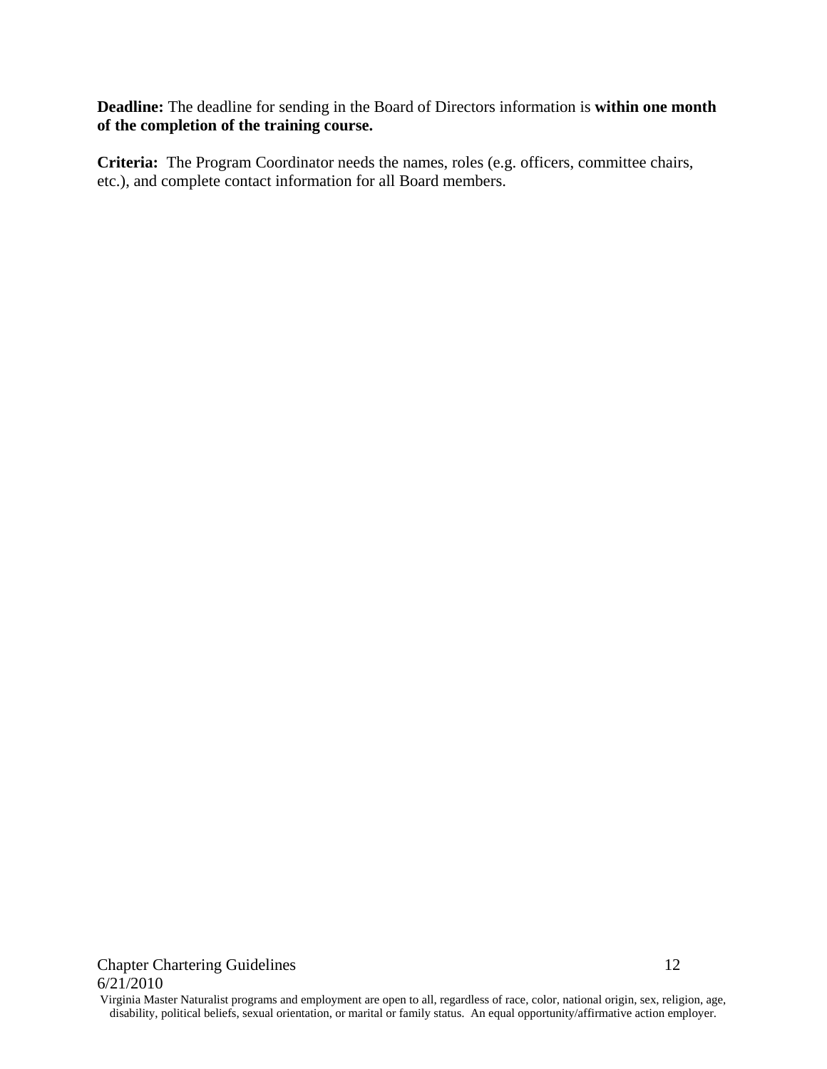**Deadline:** The deadline for sending in the Board of Directors information is **within one month of the completion of the training course.**

**Criteria:** The Program Coordinator needs the names, roles (e.g. officers, committee chairs, etc.), and complete contact information for all Board members.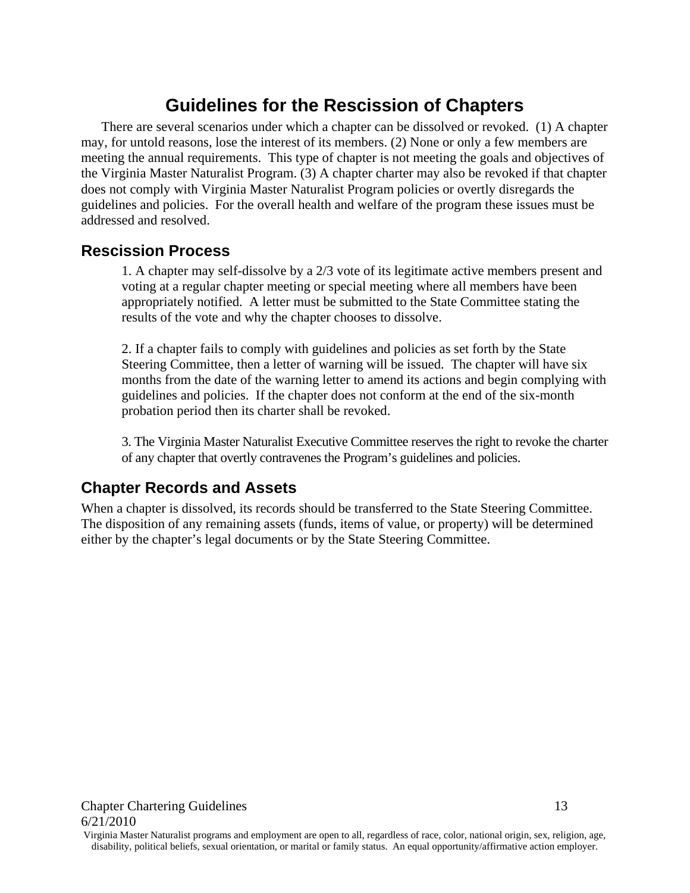# Guidelines for the Rescission of Chapters

There are several scenarios under which a chapter can be dissolved or revoked. (1) A chapter may, for untold reasons, lose the interest of its members. (2) None or only a few members are meeting the annual requirements. This type of chapter is not meeting the goals and objectives of the Virginia Master Naturalist Program. (3) A chapter charter may also be revoked if that chapter does not comply with Virginia Master Naturalist Program policies or overtly disregards the guidelines and policies. For the overall health and welfare of the program these issues must be addressed and resolved.

## Rescission Process

1. A chapter may self-dissolve by a 2/3 vote of its legitimate active members present and voting at a regular chapter meeting or special meeting where all members have been appropriately notified. A letter must be submitted to the State Committee stating the results of the vote and why the chapter chooses to dissolve.

2. If a chapter fails to comply with guidelines and policies as set forth by the State Steering Committee, then a letter of warning will be issued. The chapter will have six months from the date of the warning letter to amend its actions and begin complying with guidelines and policies. If the chapter does not conform at the end of the six-month probation period then its charter shall be revoked.

3. The Virginia Master Naturalist Executive Committee reserves the right to revoke the charter of any chapter that overtly contravenes the Program's guidelines and policies.

## Chapter Records and Assets

When a chapter is dissolved, its records should be transferred to the State Steering Committee. The disposition of any remaining assets (funds, items of value, or property) will be determined either by the chapter's legal documents or by the State Steering Committee.

Virginia Master Naturalist programs and employment are open to all, regardless of race, color, national origin, sex, religion, age, disability, political beliefs, sexual orientation, or marital or family status. An equal opportunity/affirmative action employer.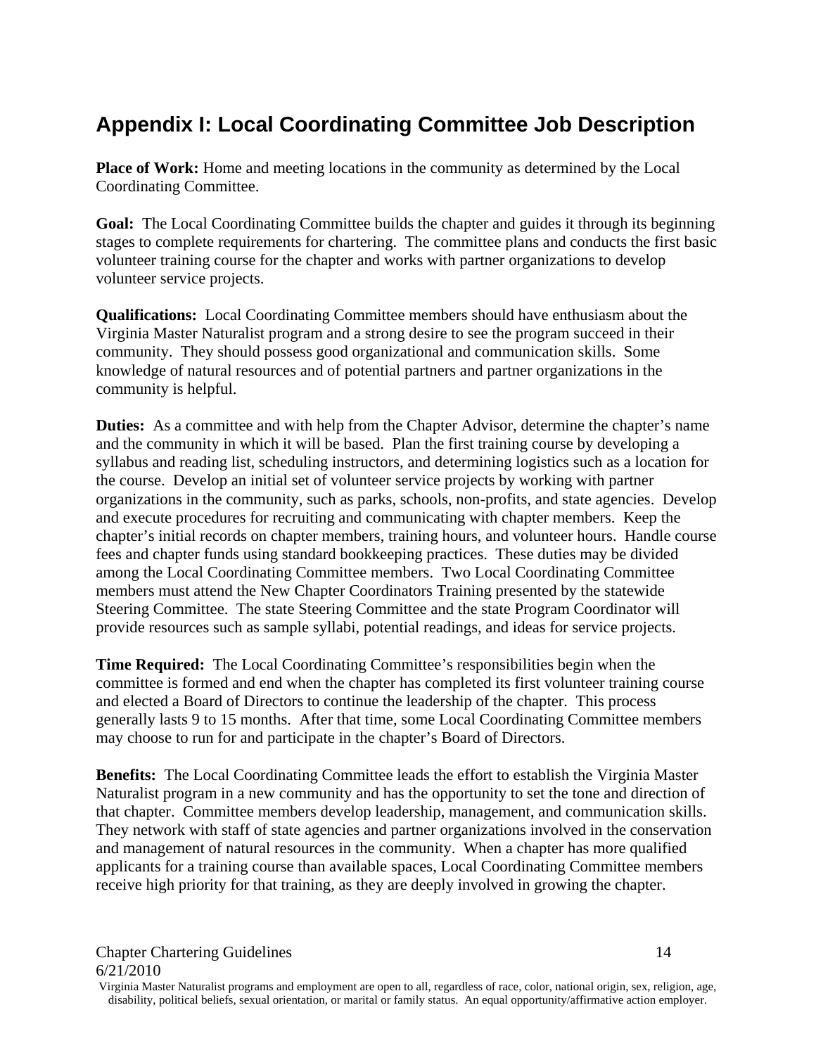# Appendix I: Local Coordinating Committee Job Description

**Place of Work:** Home and meeting locations in the community as determined by the Local Coordinating Committee.

**Goal:** The Local Coordinating Committee builds the chapter and guides it through its beginning stages to complete requirements for chartering. The committee plans and conducts the first basic volunteer training course for the chapter and works with partner organizations to develop volunteer service projects.

**Qualifications:** Local Coordinating Committee members should have enthusiasm about the Virginia Master Naturalist program and a strong desire to see the program succeed in their community. They should possess good organizational and communication skills. Some knowledge of natural resources and of potential partners and partner organizations in the community is helpful.

**Duties:** As a committee and with help from the Chapter Advisor, determine the chapter's name and the community in which it will be based. Plan the first training course by developing a syllabus and reading list, scheduling instructors, and determining logistics such as a location for the course. Develop an initial set of volunteer service projects by working with partner organizations in the community, such as parks, schools, non-profits, and state agencies. Develop and execute procedures for recruiting and communicating with chapter members. Keep the chapter's initial records on chapter members, training hours, and volunteer hours. Handle course fees and chapter funds using standard bookkeeping practices. These duties may be divided among the Local Coordinating Committee members. Two Local Coordinating Committee members must attend the New Chapter Coordinators Training presented by the statewide Steering Committee. The state Steering Committee and the state Program Coordinator will provide resources such as sample syllabi, potential readings, and ideas for service projects.

**Time Required:** The Local Coordinating Committee's responsibilities begin when the committee is formed and end when the chapter has completed its first volunteer training course and elected a Board of Directors to continue the leadership of the chapter. This process generally lasts 9 to 15 months. After that time, some Local Coordinating Committee members may choose to run for and participate in the chapter's Board of Directors.

**Benefits:** The Local Coordinating Committee leads the effort to establish the Virginia Master Naturalist program in a new community and has the opportunity to set the tone and direction of that chapter. Committee members develop leadership, management, and communication skills. They network with staff of state agencies and partner organizations involved in the conservation and management of natural resources in the community. When a chapter has more qualified applicants for a training course than available spaces, Local Coordinating Committee members receive high priority for that training, as they are deeply involved in growing the chapter.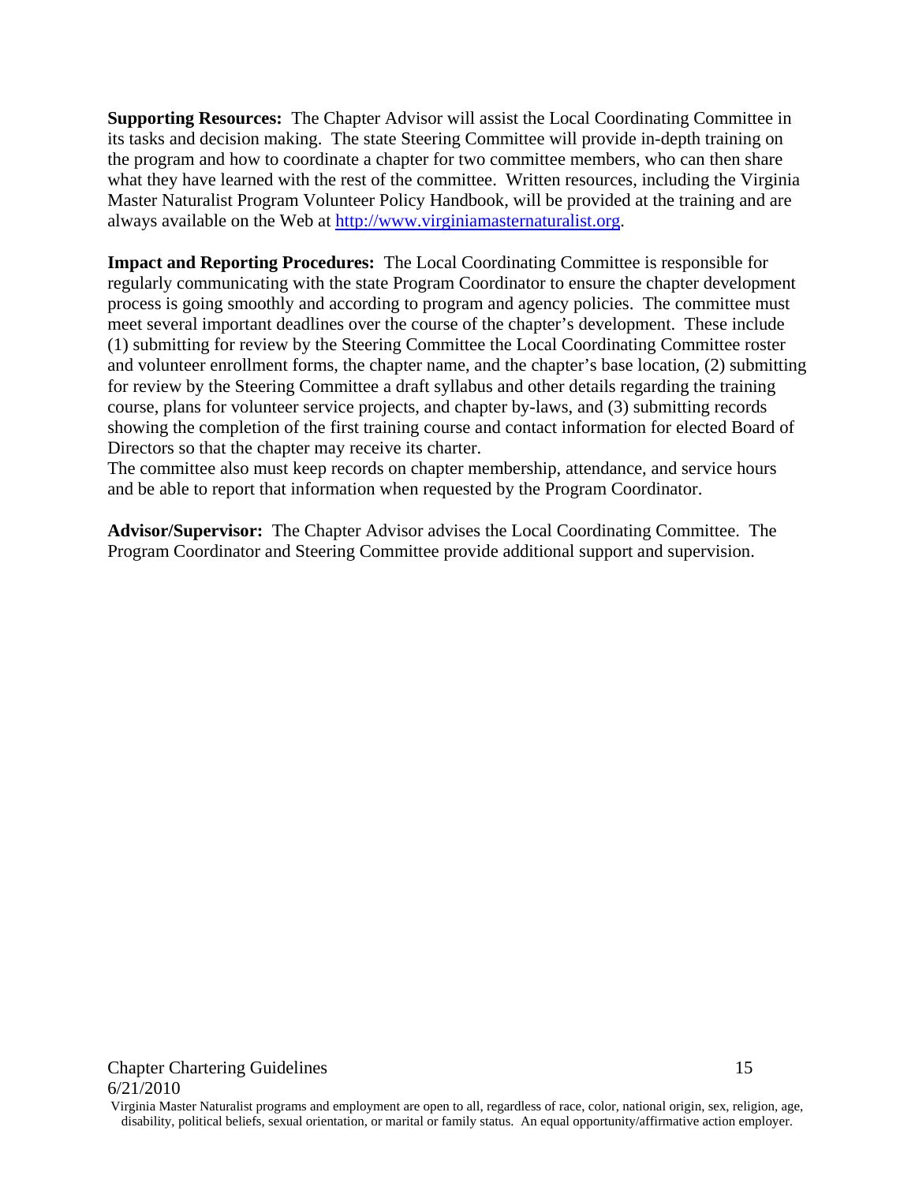**Supporting Resources:** The Chapter Advisor will assist the Local Coordinating Committee in its tasks and decision making. The state Steering Committee will provide in-depth training on the program and how to coordinate a chapter for two committee members, who can then share what they have learned with the rest of the committee. Written resources, including the Virginia Master Naturalist Program Volunteer Policy Handbook, will be provided at the training and are always available on the Web at http://www.virginiamasternaturalist.org.

**Impact and Reporting Procedures:** The Local Coordinating Committee is responsible for regularly communicating with the state Program Coordinator to ensure the chapter development process is going smoothly and according to program and agency policies. The committee must meet several important deadlines over the course of the chapter's development. These include (1) submitting for review by the Steering Committee the Local Coordinating Committee roster and volunteer enrollment forms, the chapter name, and the chapter's base location, (2) submitting for review by the Steering Committee a draft syllabus and other details regarding the training course, plans for volunteer service projects, and chapter by-laws, and (3) submitting records showing the completion of the first training course and contact information for elected Board of Directors so that the chapter may receive its charter.

The committee also must keep records on chapter membership, attendance, and service hours and be able to report that information when requested by the Program Coordinator.

**Advisor/Supervisor:** The Chapter Advisor advises the Local Coordinating Committee. The Program Coordinator and Steering Committee provide additional support and supervision.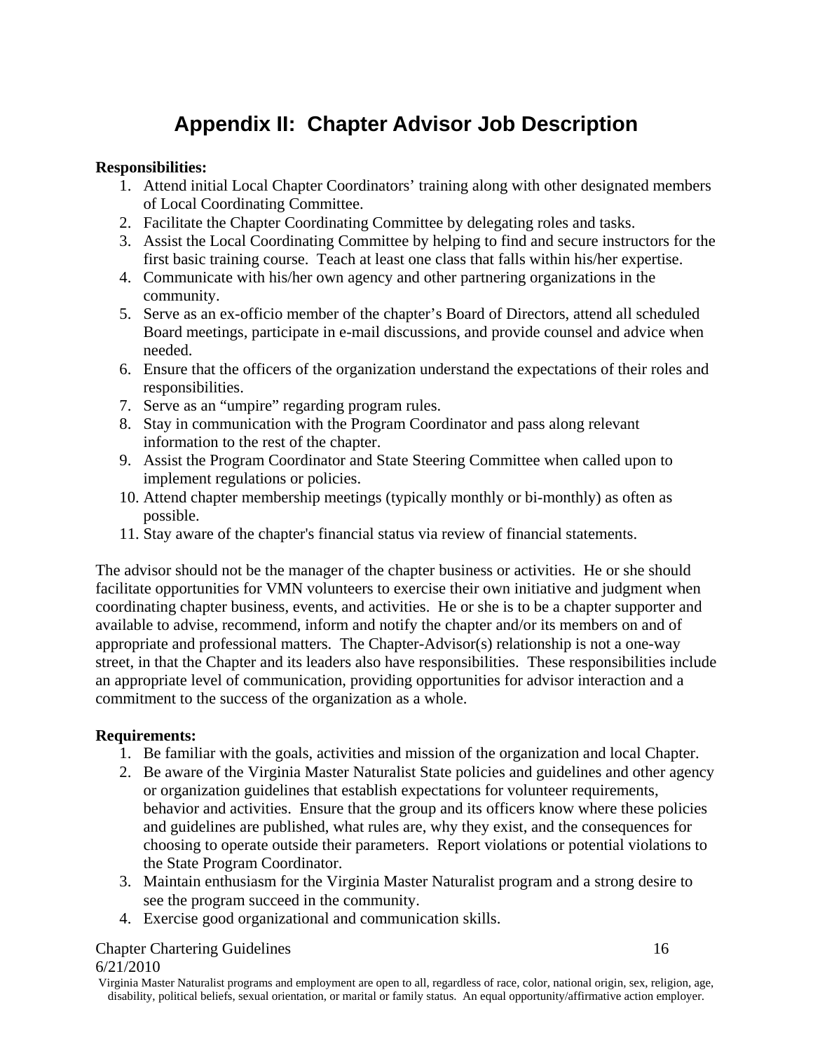# Appendix II: Chapter Advisor Job Description

**Responsibilities:**

1. Attend initial Local Chapter Coordinators' training along with other designated members of Local Coordinating Committee.
2. Facilitate the Chapter Coordinating Committee by delegating roles and tasks.
3. Assist the Local Coordinating Committee by helping to find and secure instructors for the first basic training course. Teach at least one class that falls within his/her expertise.
4. Communicate with his/her own agency and other partnering organizations in the community.
5. Serve as an ex-officio member of the chapter's Board of Directors, attend all scheduled Board meetings, participate in e-mail discussions, and provide counsel and advice when needed.
6. Ensure that the officers of the organization understand the expectations of their roles and responsibilities.
7. Serve as an "umpire" regarding program rules.
8. Stay in communication with the Program Coordinator and pass along relevant information to the rest of the chapter.
9. Assist the Program Coordinator and State Steering Committee when called upon to implement regulations or policies.
10. Attend chapter membership meetings (typically monthly or bi-monthly) as often as possible.
11. Stay aware of the chapter's financial status via review of financial statements.

The advisor should not be the manager of the chapter business or activities. He or she should facilitate opportunities for VMN volunteers to exercise their own initiative and judgment when coordinating chapter business, events, and activities. He or she is to be a chapter supporter and available to advise, recommend, inform and notify the chapter and/or its members on and of appropriate and professional matters. The Chapter-Advisor(s) relationship is not a one-way street, in that the Chapter and its leaders also have responsibilities. These responsibilities include an appropriate level of communication, providing opportunities for advisor interaction and a commitment to the success of the organization as a whole.

**Requirements:**

1. Be familiar with the goals, activities and mission of the organization and local Chapter.
2. Be aware of the Virginia Master Naturalist State policies and guidelines and other agency or organization guidelines that establish expectations for volunteer requirements, behavior and activities. Ensure that the group and its officers know where these policies and guidelines are published, what rules are, why they exist, and the consequences for choosing to operate outside their parameters. Report violations or potential violations to the State Program Coordinator.
3. Maintain enthusiasm for the Virginia Master Naturalist program and a strong desire to see the program succeed in the community.
4. Exercise good organizational and communication skills.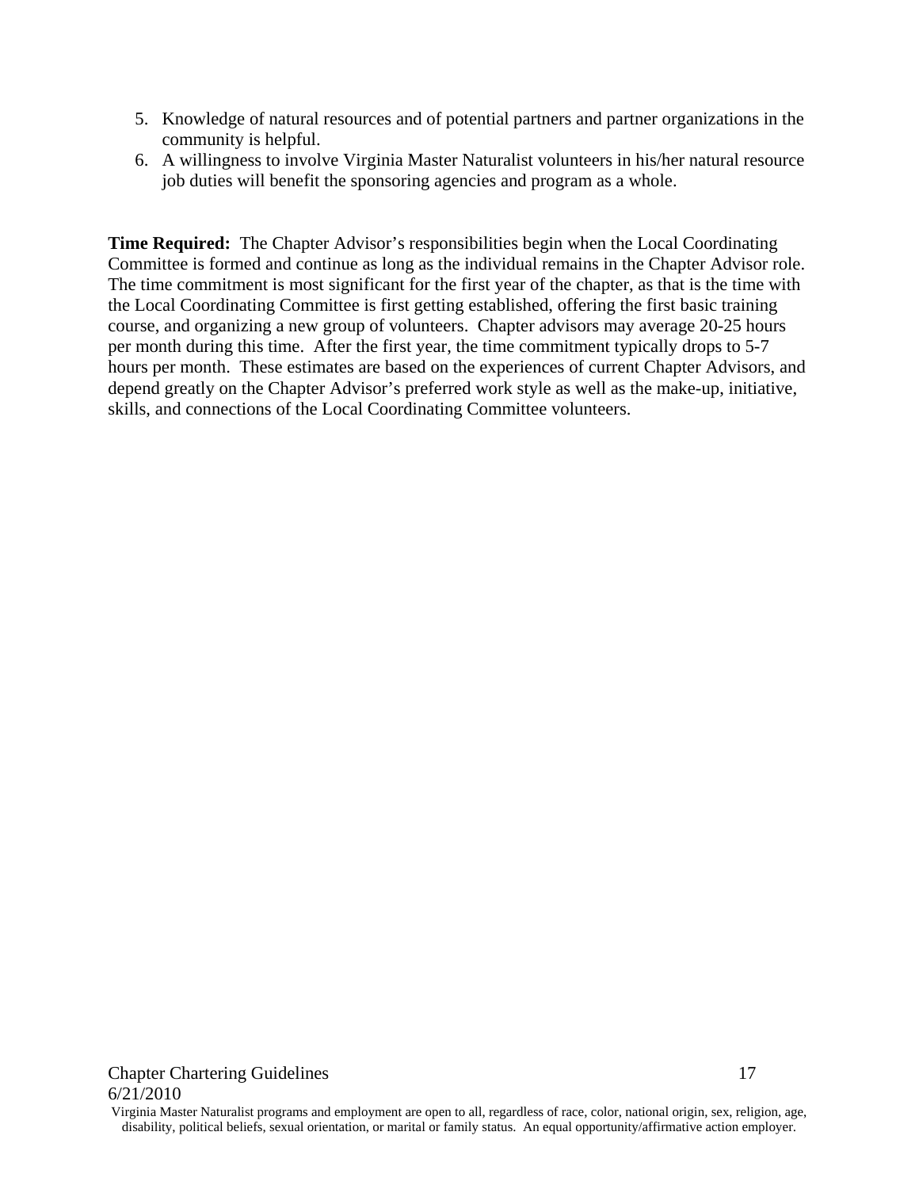5. Knowledge of natural resources and of potential partners and partner organizations in the community is helpful.
6. A willingness to involve Virginia Master Naturalist volunteers in his/her natural resource job duties will benefit the sponsoring agencies and program as a whole.

**Time Required:** The Chapter Advisor's responsibilities begin when the Local Coordinating Committee is formed and continue as long as the individual remains in the Chapter Advisor role. The time commitment is most significant for the first year of the chapter, as that is the time with the Local Coordinating Committee is first getting established, offering the first basic training course, and organizing a new group of volunteers. Chapter advisors may average 20-25 hours per month during this time. After the first year, the time commitment typically drops to 5-7 hours per month. These estimates are based on the experiences of current Chapter Advisors, and depend greatly on the Chapter Advisor's preferred work style as well as the make-up, initiative, skills, and connections of the Local Coordinating Committee volunteers.

Virginia Master Naturalist programs and employment are open to all, regardless of race, color, national origin, sex, religion, age, disability, political beliefs, sexual orientation, or marital or family status. An equal opportunity/affirmative action employer.